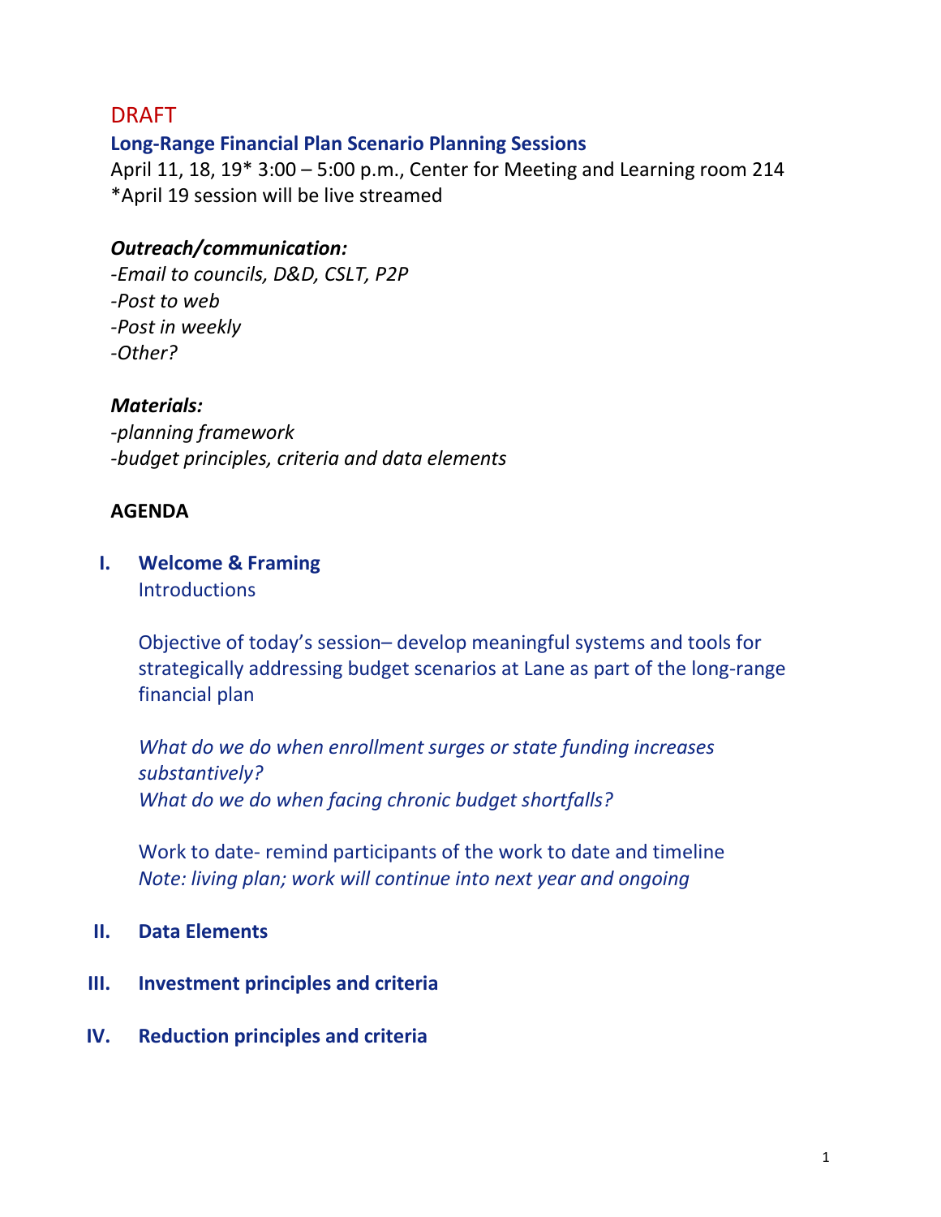DRAFT

**Long-Range Financial Plan Scenario Planning Sessions**

April 11, 18, 19* 3:00 – 5:00 p.m., Center for Meeting and Learning room 214
*April 19 session will be live streamed

***Outreach/communication:***

*-Email to councils, D&D, CSLT, P2P*
*-Post to web*
*-Post in weekly*
*-Other?*

***Materials:***

*-planning framework*
*-budget principles, criteria and data elements*

**AGENDA**

I. **Welcome & Framing**

Introductions

Objective of today's session– develop meaningful systems and tools for strategically addressing budget scenarios at Lane as part of the long-range financial plan

*What do we do when enrollment surges or state funding increases substantively?*
*What do we do when facing chronic budget shortfalls?*

Work to date- remind participants of the work to date and timeline
*Note: living plan; work will continue into next year and ongoing*

II. **Data Elements**

III. **Investment principles and criteria**

IV. **Reduction principles and criteria**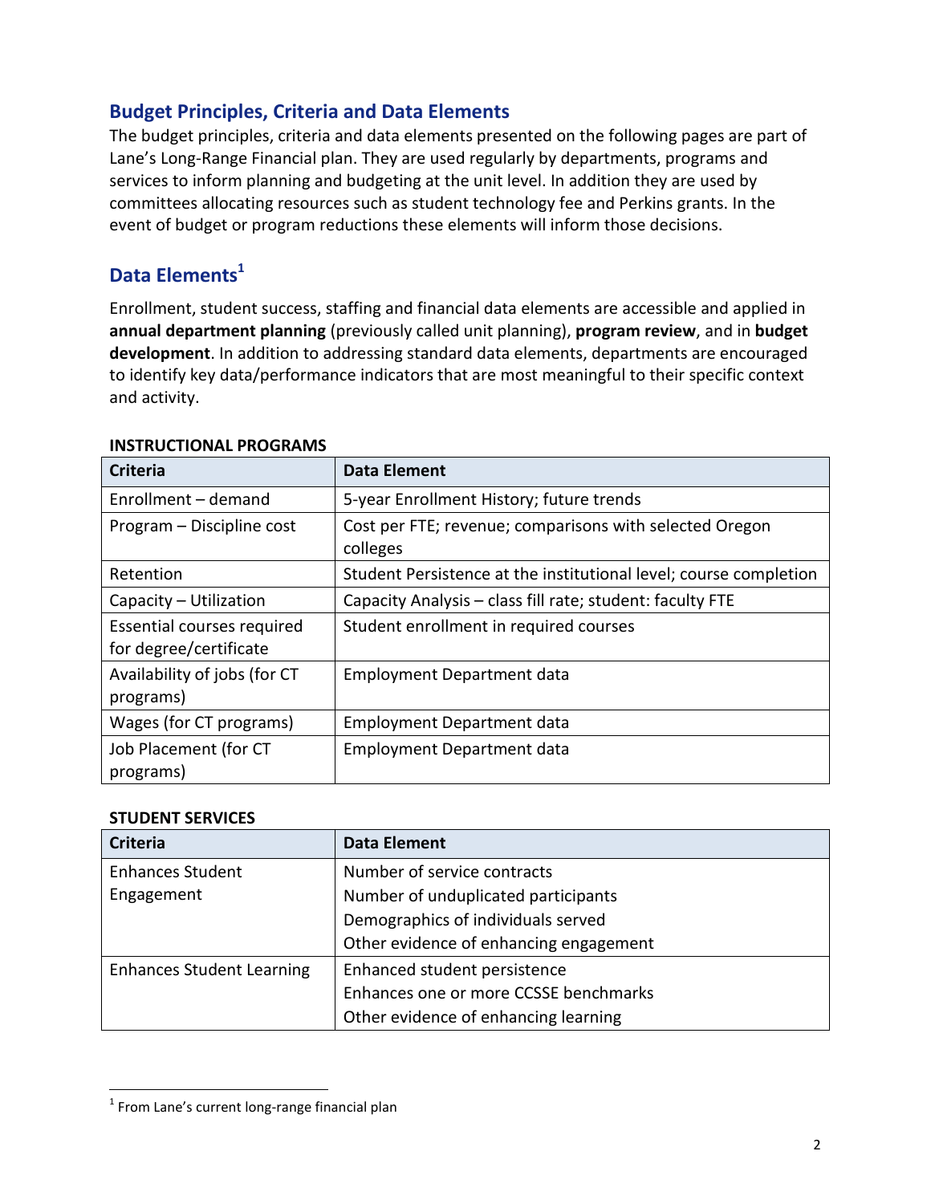## Budget Principles, Criteria and Data Elements

The budget principles, criteria and data elements presented on the following pages are part of Lane's Long-Range Financial plan. They are used regularly by departments, programs and services to inform planning and budgeting at the unit level. In addition they are used by committees allocating resources such as student technology fee and Perkins grants. In the event of budget or program reductions these elements will inform those decisions.

## Data Elements[1]

Enrollment, student success, staffing and financial data elements are accessible and applied in **annual department planning** (previously called unit planning), **program review**, and in **budget development**. In addition to addressing standard data elements, departments are encouraged to identify key data/performance indicators that are most meaningful to their specific context and activity.

**INSTRUCTIONAL PROGRAMS**

| Criteria | Data Element |
|---|---|
| Enrollment – demand | 5-year Enrollment History; future trends |
| Program – Discipline cost | Cost per FTE; revenue; comparisons with selected Oregon colleges |
| Retention | Student Persistence at the institutional level; course completion |
| Capacity – Utilization | Capacity Analysis – class fill rate; student: faculty FTE |
| Essential courses required for degree/certificate | Student enrollment in required courses |
| Availability of jobs (for CT programs) | Employment Department data |
| Wages (for CT programs) | Employment Department data |
| Job Placement (for CT programs) | Employment Department data |

**STUDENT SERVICES**

| Criteria | Data Element |
|---|---|
| Enhances Student Engagement | Number of service contracts<br>Number of unduplicated participants<br>Demographics of individuals served<br>Other evidence of enhancing engagement |
| Enhances Student Learning | Enhanced student persistence<br>Enhances one or more CCSSE benchmarks<br>Other evidence of enhancing learning |

[1] From Lane's current long-range financial plan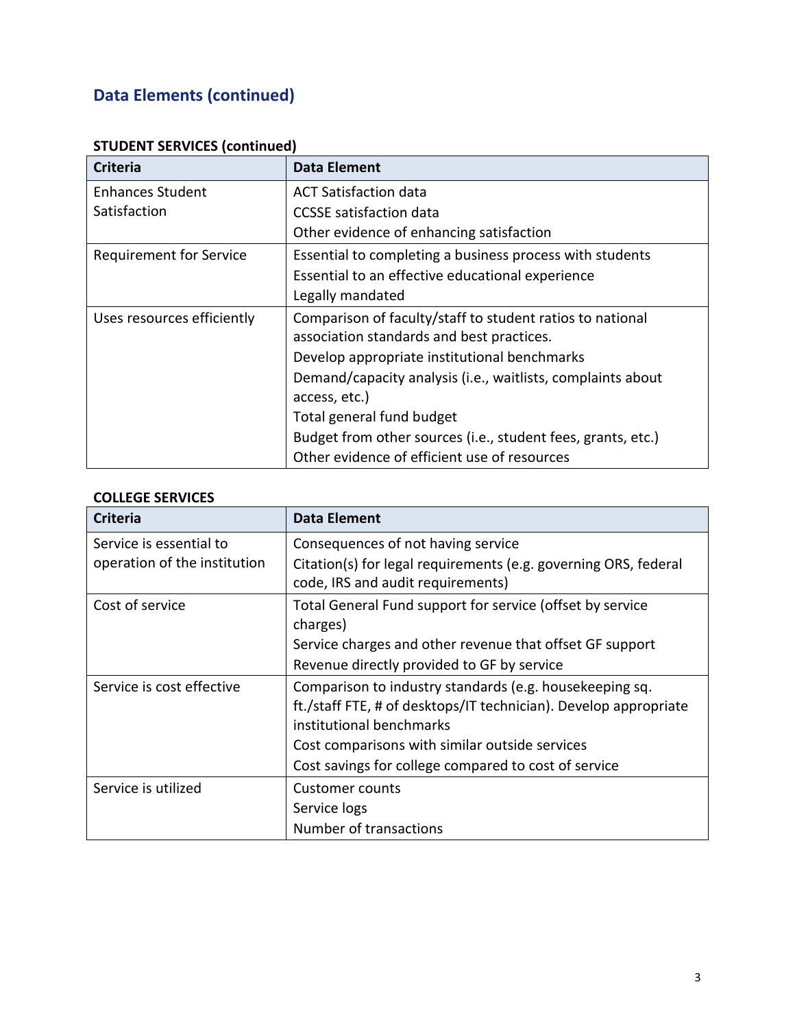## Data Elements (continued)

**STUDENT SERVICES (continued)**

| Criteria | Data Element |
|---|---|
| Enhances Student Satisfaction | ACT Satisfaction data<br>CCSSE satisfaction data<br>Other evidence of enhancing satisfaction |
| Requirement for Service | Essential to completing a business process with students<br>Essential to an effective educational experience<br>Legally mandated |
| Uses resources efficiently | Comparison of faculty/staff to student ratios to national association standards and best practices.<br>Develop appropriate institutional benchmarks<br>Demand/capacity analysis (i.e., waitlists, complaints about access, etc.)<br>Total general fund budget<br>Budget from other sources (i.e., student fees, grants, etc.)<br>Other evidence of efficient use of resources |

**COLLEGE SERVICES**

| Criteria | Data Element |
|---|---|
| Service is essential to operation of the institution | Consequences of not having service<br>Citation(s) for legal requirements (e.g. governing ORS, federal code, IRS and audit requirements) |
| Cost of service | Total General Fund support for service (offset by service charges)<br>Service charges and other revenue that offset GF support<br>Revenue directly provided to GF by service |
| Service is cost effective | Comparison to industry standards (e.g. housekeeping sq. ft./staff FTE, # of desktops/IT technician). Develop appropriate institutional benchmarks<br>Cost comparisons with similar outside services<br>Cost savings for college compared to cost of service |
| Service is utilized | Customer counts<br>Service logs<br>Number of transactions |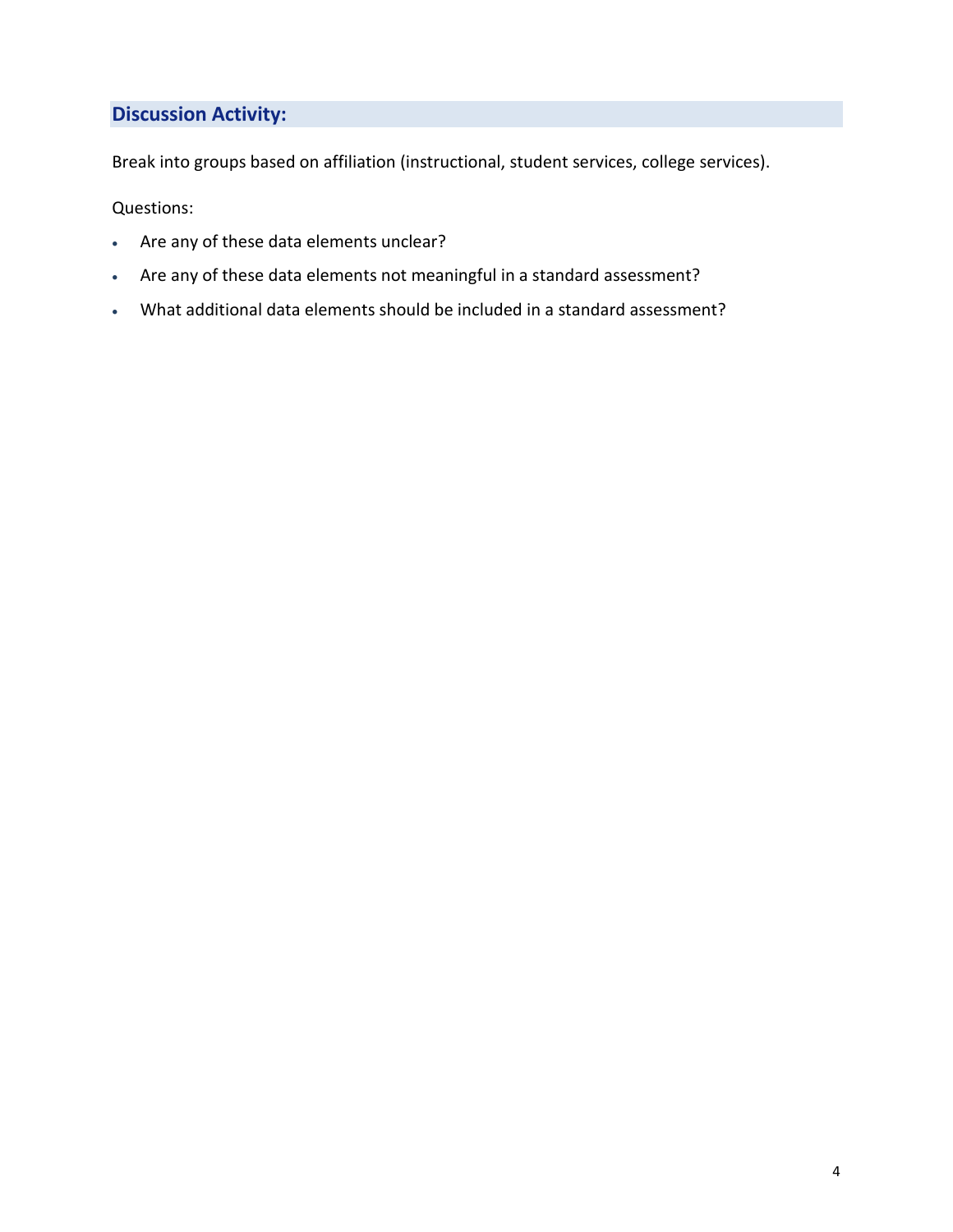## Discussion Activity:

Break into groups based on affiliation (instructional, student services, college services).

Questions:

- Are any of these data elements unclear?
- Are any of these data elements not meaningful in a standard assessment?
- What additional data elements should be included in a standard assessment?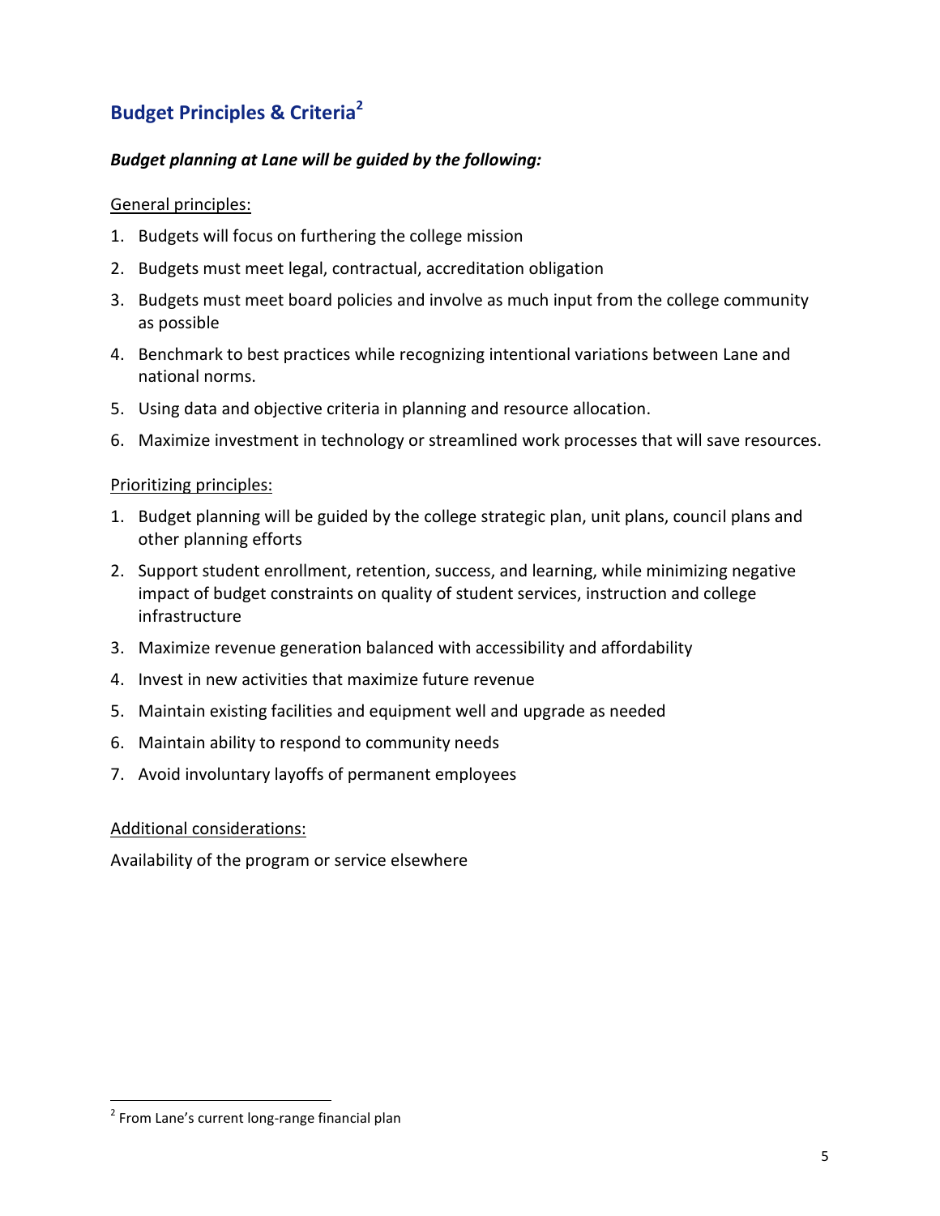## Budget Principles & Criteria[2]

***Budget planning at Lane will be guided by the following:***

General principles:

1. Budgets will focus on furthering the college mission
2. Budgets must meet legal, contractual, accreditation obligation
3. Budgets must meet board policies and involve as much input from the college community as possible
4. Benchmark to best practices while recognizing intentional variations between Lane and national norms.
5. Using data and objective criteria in planning and resource allocation.
6. Maximize investment in technology or streamlined work processes that will save resources.

Prioritizing principles:

1. Budget planning will be guided by the college strategic plan, unit plans, council plans and other planning efforts
2. Support student enrollment, retention, success, and learning, while minimizing negative impact of budget constraints on quality of student services, instruction and college infrastructure
3. Maximize revenue generation balanced with accessibility and affordability
4. Invest in new activities that maximize future revenue
5. Maintain existing facilities and equipment well and upgrade as needed
6. Maintain ability to respond to community needs
7. Avoid involuntary layoffs of permanent employees

Additional considerations:

Availability of the program or service elsewhere

---

[2] From Lane's current long-range financial plan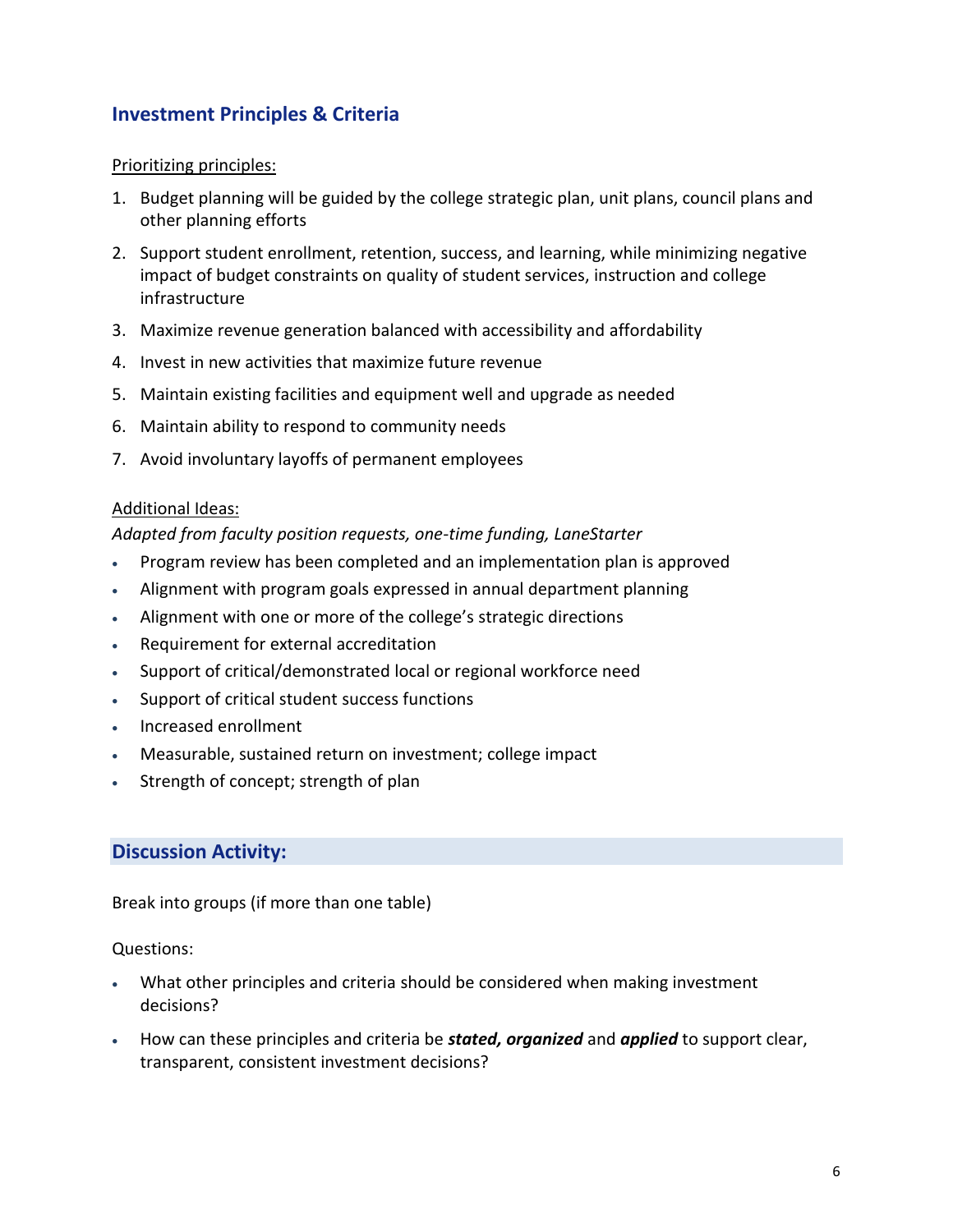## Investment Principles & Criteria

Prioritizing principles:

1. Budget planning will be guided by the college strategic plan, unit plans, council plans and other planning efforts
2. Support student enrollment, retention, success, and learning, while minimizing negative impact of budget constraints on quality of student services, instruction and college infrastructure
3. Maximize revenue generation balanced with accessibility and affordability
4. Invest in new activities that maximize future revenue
5. Maintain existing facilities and equipment well and upgrade as needed
6. Maintain ability to respond to community needs
7. Avoid involuntary layoffs of permanent employees

Additional Ideas:

*Adapted from faculty position requests, one-time funding, LaneStarter*

- Program review has been completed and an implementation plan is approved
- Alignment with program goals expressed in annual department planning
- Alignment with one or more of the college's strategic directions
- Requirement for external accreditation
- Support of critical/demonstrated local or regional workforce need
- Support of critical student success functions
- Increased enrollment
- Measurable, sustained return on investment; college impact
- Strength of concept; strength of plan

## Discussion Activity:

Break into groups (if more than one table)

Questions:

- What other principles and criteria should be considered when making investment decisions?
- How can these principles and criteria be ***stated, organized*** and ***applied*** to support clear, transparent, consistent investment decisions?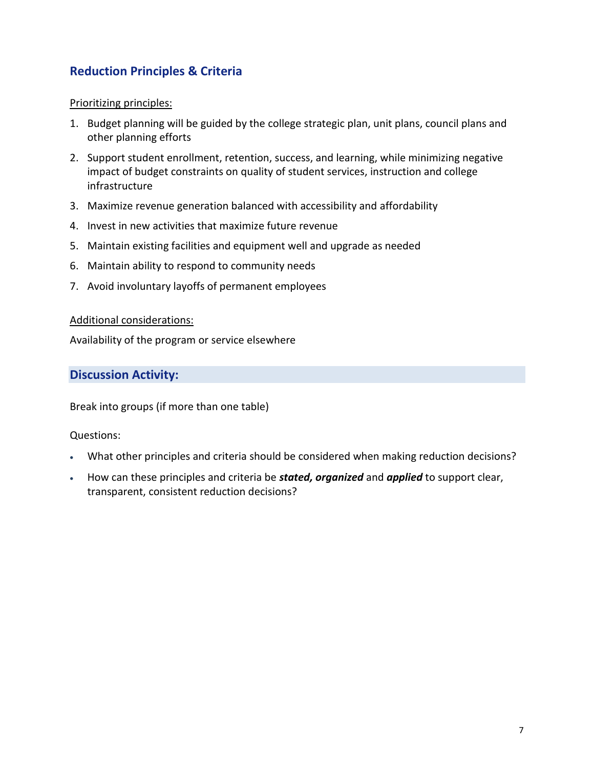## Reduction Principles & Criteria

Prioritizing principles:

1. Budget planning will be guided by the college strategic plan, unit plans, council plans and other planning efforts
2. Support student enrollment, retention, success, and learning, while minimizing negative impact of budget constraints on quality of student services, instruction and college infrastructure
3. Maximize revenue generation balanced with accessibility and affordability
4. Invest in new activities that maximize future revenue
5. Maintain existing facilities and equipment well and upgrade as needed
6. Maintain ability to respond to community needs
7. Avoid involuntary layoffs of permanent employees

Additional considerations:

Availability of the program or service elsewhere

## Discussion Activity:

Break into groups (if more than one table)

Questions:

- What other principles and criteria should be considered when making reduction decisions?
- How can these principles and criteria be ***stated, organized*** and ***applied*** to support clear, transparent, consistent reduction decisions?